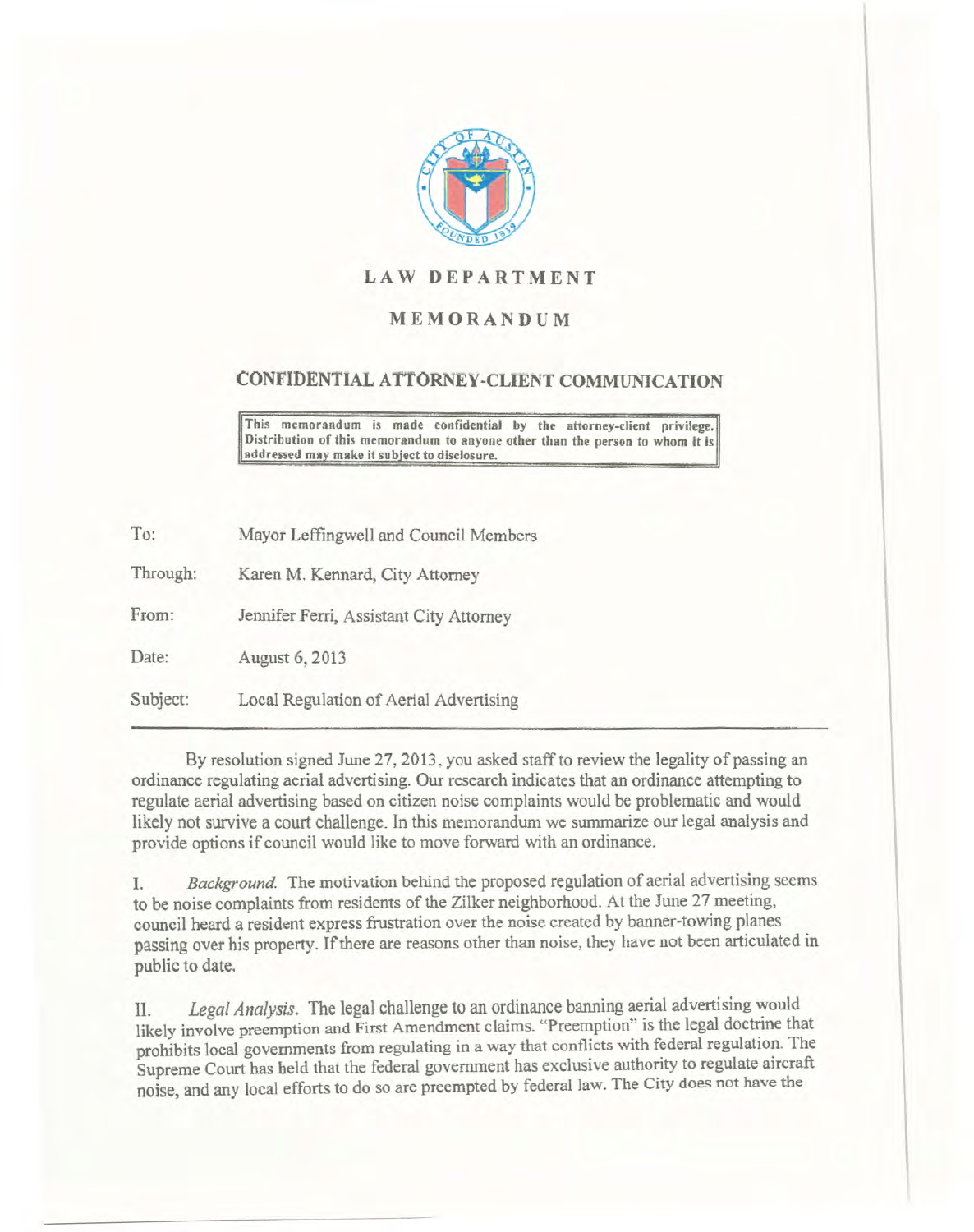# LAW DEPARTMENT

## MEMORANDUM

### CONFIDENTIAL ATTORNEY-CLIENT COMMUNICATION

**This memorandum is made confidential by the attorney-client privilege. Distribution of this memorandum to anyone other than the person to whom it is addressed may make it subject to disclosure.**

| | |
|---|---|
| To: | Mayor Leffingwell and Council Members |
| Through: | Karen M. Kennard, City Attorney |
| From: | Jennifer Ferri, Assistant City Attorney |
| Date: | August 6, 2013 |
| Subject: | Local Regulation of Aerial Advertising |

---

By resolution signed June 27, 2013, you asked staff to review the legality of passing an ordinance regulating aerial advertising. Our research indicates that an ordinance attempting to regulate aerial advertising based on citizen noise complaints would be problematic and would likely not survive a court challenge. In this memorandum we summarize our legal analysis and provide options if council would like to move forward with an ordinance.

I. *Background.* The motivation behind the proposed regulation of aerial advertising seems to be noise complaints from residents of the Zilker neighborhood. At the June 27 meeting, council heard a resident express frustration over the noise created by banner-towing planes passing over his property. If there are reasons other than noise, they have not been articulated in public to date.

II. *Legal Analysis.* The legal challenge to an ordinance banning aerial advertising would likely involve preemption and First Amendment claims. "Preemption" is the legal doctrine that prohibits local governments from regulating in a way that conflicts with federal regulation. The Supreme Court has held that the federal government has exclusive authority to regulate aircraft noise, and any local efforts to do so are preempted by federal law. The City does not have the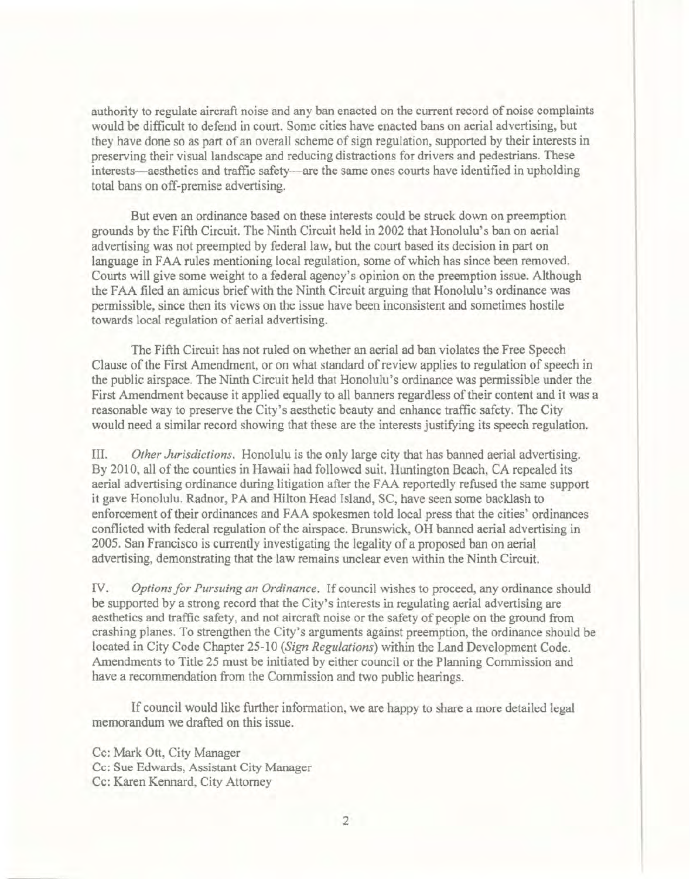authority to regulate aircraft noise and any ban enacted on the current record of noise complaints would be difficult to defend in court. Some cities have enacted bans on aerial advertising, but they have done so as part of an overall scheme of sign regulation, supported by their interests in preserving their visual landscape and reducing distractions for drivers and pedestrians. These interests—aesthetics and traffic safety—are the same ones courts have identified in upholding total bans on off-premise advertising.

But even an ordinance based on these interests could be struck down on preemption grounds by the Fifth Circuit. The Ninth Circuit held in 2002 that Honolulu's ban on aerial advertising was not preempted by federal law, but the court based its decision in part on language in FAA rules mentioning local regulation, some of which has since been removed. Courts will give some weight to a federal agency's opinion on the preemption issue. Although the FAA filed an amicus brief with the Ninth Circuit arguing that Honolulu's ordinance was permissible, since then its views on the issue have been inconsistent and sometimes hostile towards local regulation of aerial advertising.

The Fifth Circuit has not ruled on whether an aerial ad ban violates the Free Speech Clause of the First Amendment, or on what standard of review applies to regulation of speech in the public airspace. The Ninth Circuit held that Honolulu's ordinance was permissible under the First Amendment because it applied equally to all banners regardless of their content and it was a reasonable way to preserve the City's aesthetic beauty and enhance traffic safety. The City would need a similar record showing that these are the interests justifying its speech regulation.

III. *Other Jurisdictions*. Honolulu is the only large city that has banned aerial advertising. By 2010, all of the counties in Hawaii had followed suit. Huntington Beach, CA repealed its aerial advertising ordinance during litigation after the FAA reportedly refused the same support it gave Honolulu. Radnor, PA and Hilton Head Island, SC, have seen some backlash to enforcement of their ordinances and FAA spokesmen told local press that the cities' ordinances conflicted with federal regulation of the airspace. Brunswick, OH banned aerial advertising in 2005. San Francisco is currently investigating the legality of a proposed ban on aerial advertising, demonstrating that the law remains unclear even within the Ninth Circuit.

IV. *Options for Pursuing an Ordinance*. If council wishes to proceed, any ordinance should be supported by a strong record that the City's interests in regulating aerial advertising are aesthetics and traffic safety, and not aircraft noise or the safety of people on the ground from crashing planes. To strengthen the City's arguments against preemption, the ordinance should be located in City Code Chapter 25-10 (*Sign Regulations*) within the Land Development Code. Amendments to Title 25 must be initiated by either council or the Planning Commission and have a recommendation from the Commission and two public hearings.

If council would like further information, we are happy to share a more detailed legal memorandum we drafted on this issue.

Cc: Mark Ott, City Manager
Cc: Sue Edwards, Assistant City Manager
Cc: Karen Kennard, City Attorney